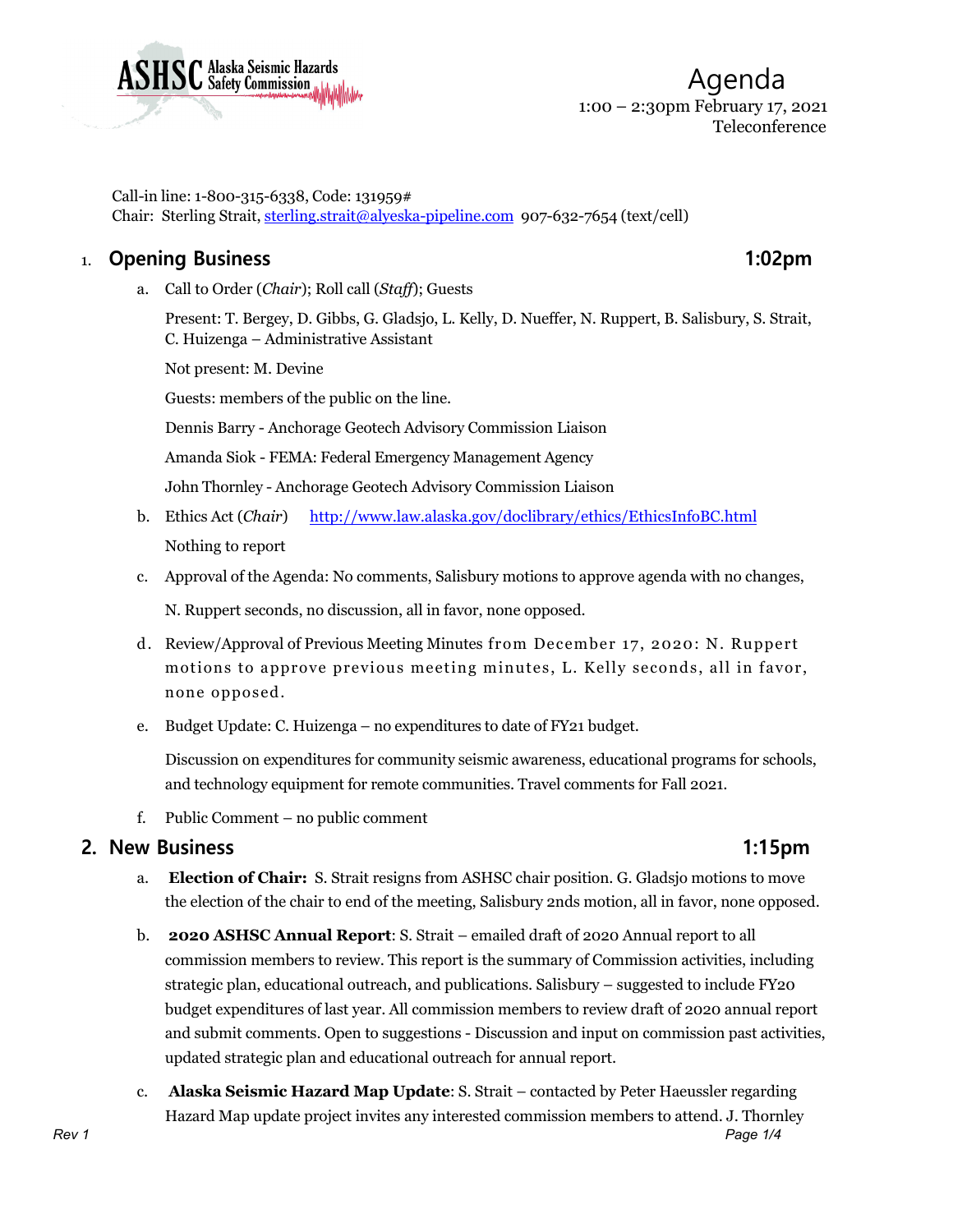ASHSC Alaska Seismic Hazards Safety Commission

# Agenda

1:00 – 2:30pm February 17, 2021
Teleconference

Call-in line: 1-800-315-6338, Code: 131959#
Chair: Sterling Strait, sterling.strait@alyeska-pipeline.com 907-632-7654 (text/cell)

## 1. Opening Business — 1:02pm

a. Call to Order (*Chair*); Roll call (*Staff*); Guests

Present: T. Bergey, D. Gibbs, G. Gladsjo, L. Kelly, D. Nueffer, N. Ruppert, B. Salisbury, S. Strait, C. Huizenga – Administrative Assistant

Not present: M. Devine

Guests: members of the public on the line.

Dennis Barry - Anchorage Geotech Advisory Commission Liaison

Amanda Siok - FEMA: Federal Emergency Management Agency

John Thornley - Anchorage Geotech Advisory Commission Liaison

b. Ethics Act (*Chair*) http://www.law.alaska.gov/doclibrary/ethics/EthicsInfoBC.html

Nothing to report

c. Approval of the Agenda: No comments, Salisbury motions to approve agenda with no changes, N. Ruppert seconds, no discussion, all in favor, none opposed.

d. Review/Approval of Previous Meeting Minutes from December 17, 2020: N. Ruppert motions to approve previous meeting minutes, L. Kelly seconds, all in favor, none opposed.

e. Budget Update: C. Huizenga – no expenditures to date of FY21 budget.

Discussion on expenditures for community seismic awareness, educational programs for schools, and technology equipment for remote communities. Travel comments for Fall 2021.

f. Public Comment – no public comment

## 2. New Business — 1:15pm

a. **Election of Chair:** S. Strait resigns from ASHSC chair position. G. Gladsjo motions to move the election of the chair to end of the meeting, Salisbury 2nds motion, all in favor, none opposed.

b. **2020 ASHSC Annual Report**: S. Strait – emailed draft of 2020 Annual report to all commission members to review. This report is the summary of Commission activities, including strategic plan, educational outreach, and publications. Salisbury – suggested to include FY20 budget expenditures of last year. All commission members to review draft of 2020 annual report and submit comments. Open to suggestions - Discussion and input on commission past activities, updated strategic plan and educational outreach for annual report.

c. **Alaska Seismic Hazard Map Update**: S. Strait – contacted by Peter Haeussler regarding Hazard Map update project invites any interested commission members to attend. J. Thornley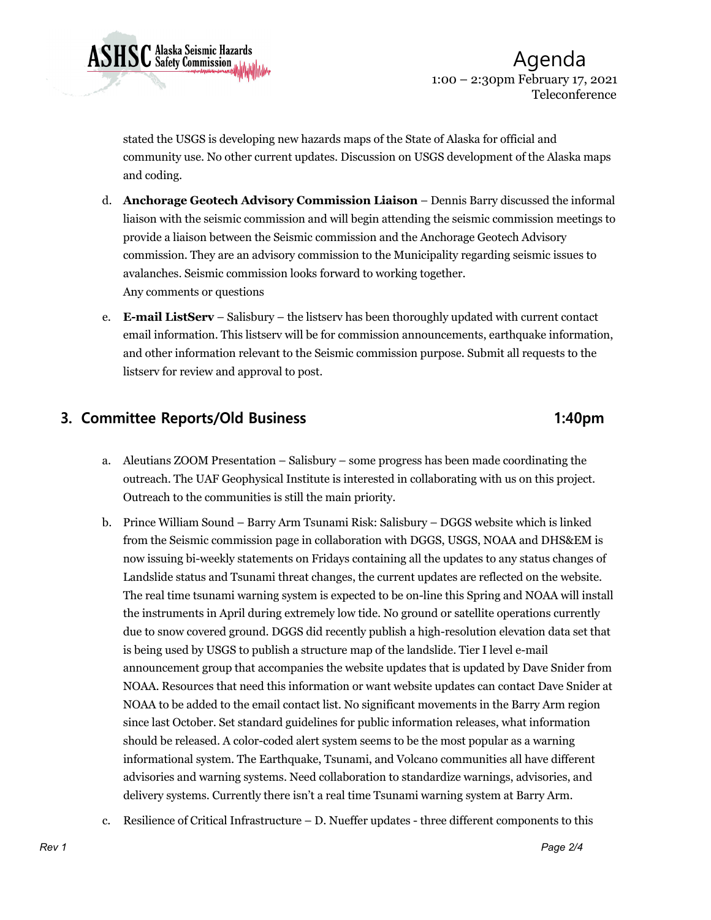stated the USGS is developing new hazards maps of the State of Alaska for official and community use. No other current updates. Discussion on USGS development of the Alaska maps and coding.

d. **Anchorage Geotech Advisory Commission Liaison** – Dennis Barry discussed the informal liaison with the seismic commission and will begin attending the seismic commission meetings to provide a liaison between the Seismic commission and the Anchorage Geotech Advisory commission. They are an advisory commission to the Municipality regarding seismic issues to avalanches. Seismic commission looks forward to working together.
   Any comments or questions

e. **E-mail ListServ** – Salisbury – the listserv has been thoroughly updated with current contact email information. This listserv will be for commission announcements, earthquake information, and other information relevant to the Seismic commission purpose. Submit all requests to the listserv for review and approval to post.

## 3. Committee Reports/Old Business 1:40pm

a. Aleutians ZOOM Presentation – Salisbury – some progress has been made coordinating the outreach. The UAF Geophysical Institute is interested in collaborating with us on this project. Outreach to the communities is still the main priority.

b. Prince William Sound – Barry Arm Tsunami Risk: Salisbury – DGGS website which is linked from the Seismic commission page in collaboration with DGGS, USGS, NOAA and DHS&EM is now issuing bi-weekly statements on Fridays containing all the updates to any status changes of Landslide status and Tsunami threat changes, the current updates are reflected on the website. The real time tsunami warning system is expected to be on-line this Spring and NOAA will install the instruments in April during extremely low tide. No ground or satellite operations currently due to snow covered ground. DGGS did recently publish a high-resolution elevation data set that is being used by USGS to publish a structure map of the landslide. Tier I level e-mail announcement group that accompanies the website updates that is updated by Dave Snider from NOAA. Resources that need this information or want website updates can contact Dave Snider at NOAA to be added to the email contact list. No significant movements in the Barry Arm region since last October. Set standard guidelines for public information releases, what information should be released. A color-coded alert system seems to be the most popular as a warning informational system. The Earthquake, Tsunami, and Volcano communities all have different advisories and warning systems. Need collaboration to standardize warnings, advisories, and delivery systems. Currently there isn't a real time Tsunami warning system at Barry Arm.

c. Resilience of Critical Infrastructure – D. Nueffer updates - three different components to this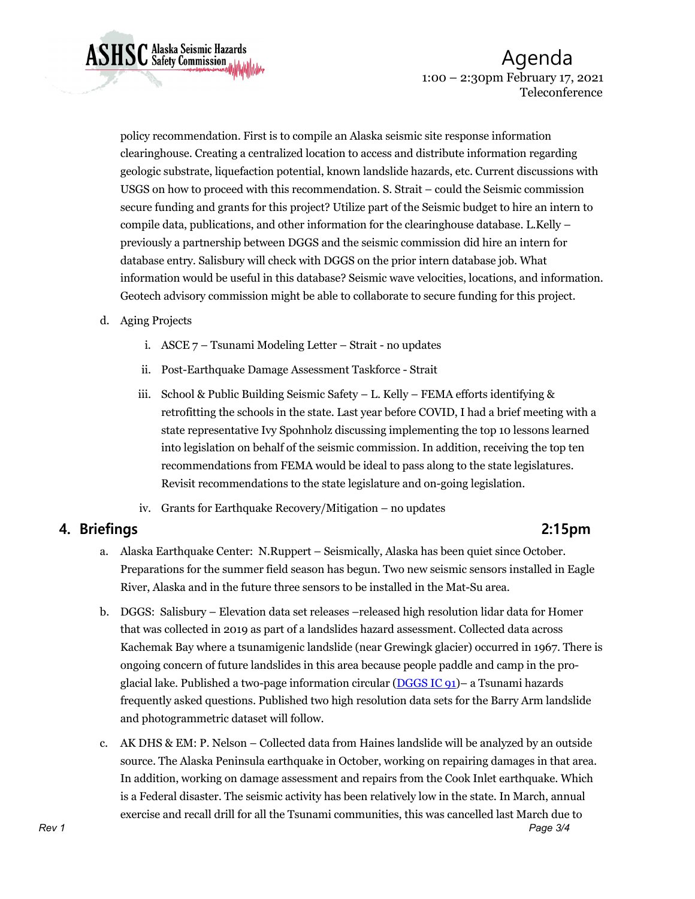policy recommendation. First is to compile an Alaska seismic site response information clearinghouse. Creating a centralized location to access and distribute information regarding geologic substrate, liquefaction potential, known landslide hazards, etc. Current discussions with USGS on how to proceed with this recommendation. S. Strait – could the Seismic commission secure funding and grants for this project? Utilize part of the Seismic budget to hire an intern to compile data, publications, and other information for the clearinghouse database. L.Kelly – previously a partnership between DGGS and the seismic commission did hire an intern for database entry. Salisbury will check with DGGS on the prior intern database job. What information would be useful in this database? Seismic wave velocities, locations, and information. Geotech advisory commission might be able to collaborate to secure funding for this project.

d. Aging Projects

   i. ASCE 7 – Tsunami Modeling Letter – Strait - no updates

   ii. Post-Earthquake Damage Assessment Taskforce - Strait

   iii. School & Public Building Seismic Safety – L. Kelly – FEMA efforts identifying & retrofitting the schools in the state. Last year before COVID, I had a brief meeting with a state representative Ivy Spohnholz discussing implementing the top 10 lessons learned into legislation on behalf of the seismic commission. In addition, receiving the top ten recommendations from FEMA would be ideal to pass along to the state legislatures. Revisit recommendations to the state legislature and on-going legislation.

   iv. Grants for Earthquake Recovery/Mitigation – no updates

## 4. Briefings **2:15pm**

a. Alaska Earthquake Center: N.Ruppert – Seismically, Alaska has been quiet since October. Preparations for the summer field season has begun. Two new seismic sensors installed in Eagle River, Alaska and in the future three sensors to be installed in the Mat-Su area.

b. DGGS: Salisbury – Elevation data set releases –released high resolution lidar data for Homer that was collected in 2019 as part of a landslides hazard assessment. Collected data across Kachemak Bay where a tsunamigenic landslide (near Grewingk glacier) occurred in 1967. There is ongoing concern of future landslides in this area because people paddle and camp in the pro-glacial lake. Published a two-page information circular (DGGS IC 91)– a Tsunami hazards frequently asked questions. Published two high resolution data sets for the Barry Arm landslide and photogrammetric dataset will follow.

c. AK DHS & EM: P. Nelson – Collected data from Haines landslide will be analyzed by an outside source. The Alaska Peninsula earthquake in October, working on repairing damages in that area. In addition, working on damage assessment and repairs from the Cook Inlet earthquake. Which is a Federal disaster. The seismic activity has been relatively low in the state. In March, annual exercise and recall drill for all the Tsunami communities, this was cancelled last March due to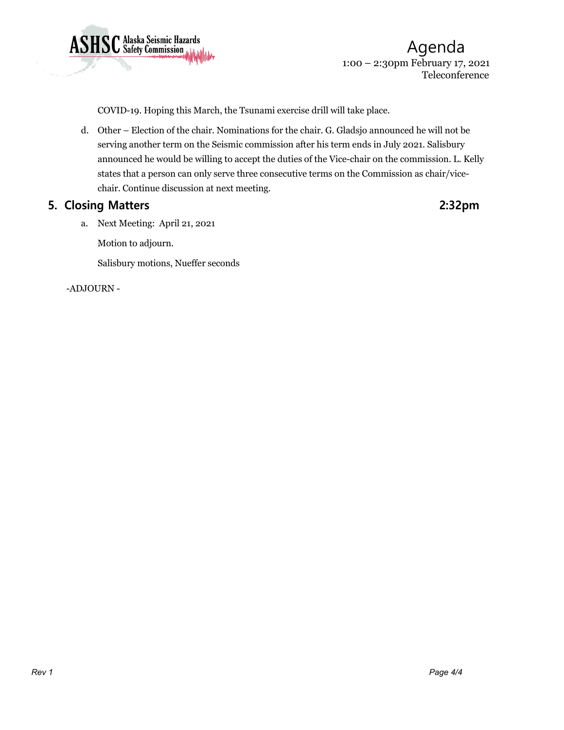COVID-19. Hoping this March, the Tsunami exercise drill will take place.

d. Other – Election of the chair. Nominations for the chair. G. Gladsjo announced he will not be serving another term on the Seismic commission after his term ends in July 2021. Salisbury announced he would be willing to accept the duties of the Vice-chair on the commission. L. Kelly states that a person can only serve three consecutive terms on the Commission as chair/vice-chair. Continue discussion at next meeting.

## 5. Closing Matters 2:32pm

a. Next Meeting: April 21, 2021

Motion to adjourn.

Salisbury motions, Nueffer seconds

-ADJOURN -